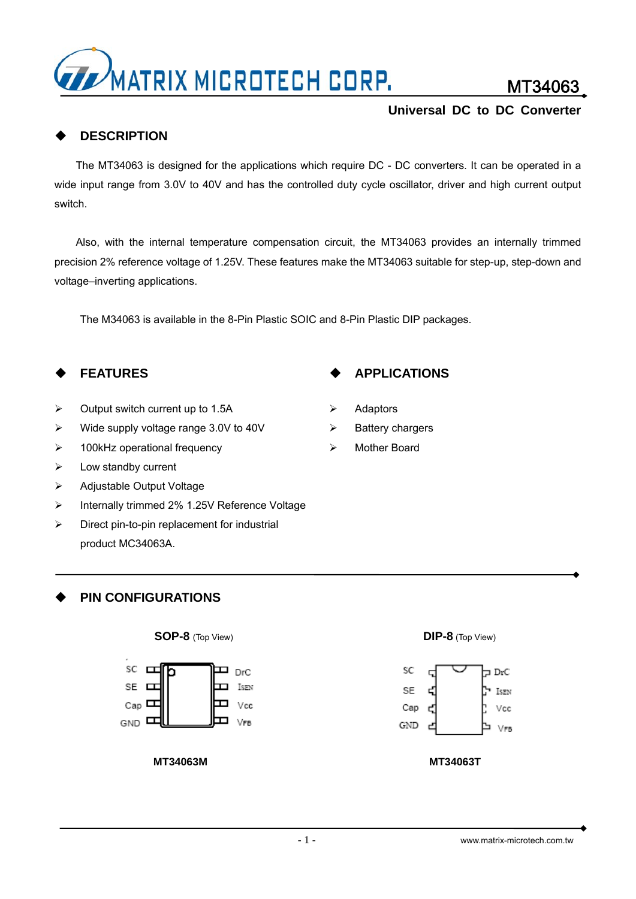# MATRIX MICROTECH CORP. MT34063

**Universal DC to DC Converter**

## DESCRIPTION

The MT34063 is designed for the applications which require DC - DC converters. It can be operated in a wide input range from 3.0V to 40V and has the controlled duty cycle oscillator, driver and high current output switch.

Also, with the internal temperature compensation circuit, the MT34063 provides an internally trimmed precision 2% reference voltage of 1.25V. These features make the MT34063 suitable for step-up, step-down and voltage–inverting applications.

The M34063 is available in the 8-Pin Plastic SOIC and 8-Pin Plastic DIP packages.

## FEATURES

- Output switch current up to 1.5A
- Wide supply voltage range 3.0V to 40V
- 100kHz operational frequency
- Low standby current
- Adjustable Output Voltage
- Internally trimmed 2% 1.25V Reference Voltage
- Direct pin-to-pin replacement for industrial product MC34063A.

## APPLICATIONS

- Adaptors
- Battery chargers
- Mother Board

## PIN CONFIGURATIONS

**SOP-8** (Top View)

| Left pins | Right pins |
|---|---|
| SC | DrC |
| SE | ISEN |
| Cap | Vcc |
| GND | VFB |

**MT34063M**

**DIP-8** (Top View)

| Left pins | Right pins |
|---|---|
| SC | DrC |
| SE | ISEN |
| Cap | Vcc |
| GND | VFB |

**MT34063T**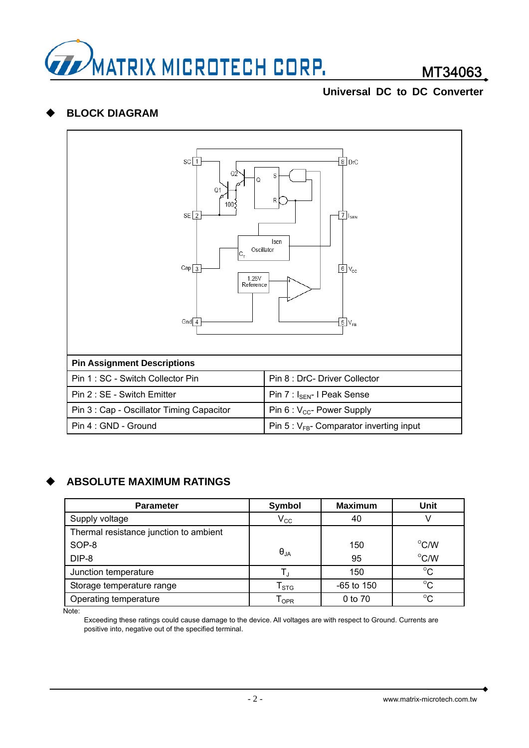## BLOCK DIAGRAM

| Pin Assignment Descriptions | |
|---|---|
| Pin 1 : SC - Switch Collector Pin | Pin 8 : DrC- Driver Collector |
| Pin 2 : SE - Switch Emitter | Pin 7 : $I_{SEN}$- I Peak Sense |
| Pin 3 : Cap - Oscillator Timing Capacitor | Pin 6 : $V_{CC}$- Power Supply |
| Pin 4 : GND - Ground | Pin 5 : $V_{FB}$- Comparator inverting input |

## ABSOLUTE MAXIMUM RATINGS

| Parameter | Symbol | Maximum | Unit |
|---|---|---|---|
| Supply voltage | $V_{CC}$ | 40 | V |
| Thermal resistance junction to ambient<br>SOP-8<br>DIP-8 | $\theta_{JA}$ | <br>150<br>95 | <br>°C/W<br>°C/W |
| Junction temperature | $T_J$ | 150 | °C |
| Storage temperature range | $T_{STG}$ | -65 to 150 | °C |
| Operating temperature | $T_{OPR}$ | 0 to 70 | °C |

Note:

Exceeding these ratings could cause damage to the device. All voltages are with respect to Ground. Currents are positive into, negative out of the specified terminal.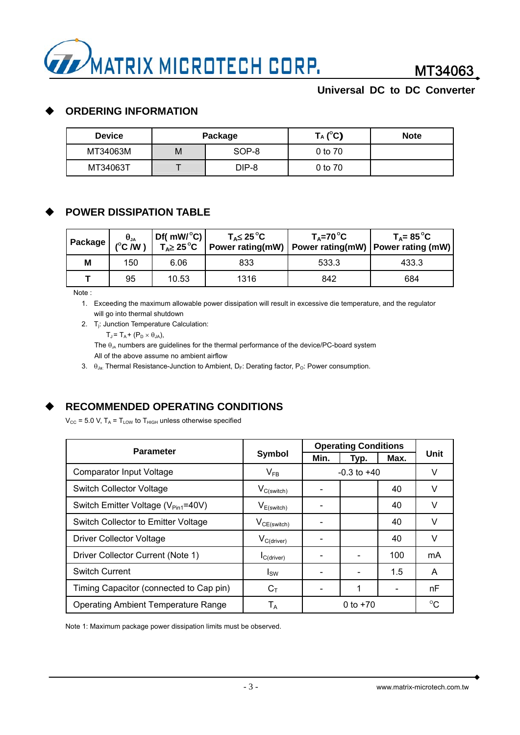## ORDERING INFORMATION

| Device | Package | | $T_A$ (°C) | Note |
|---|---|---|---|---|
| MT34063M | M | SOP-8 | 0 to 70 | |
| MT34063T | T | DIP-8 | 0 to 70 | |

## POWER DISSIPATION TABLE

| Package | $\theta_{JA}$ (°C /W ) | Df( mW/°C) $T_A \geq 25$°C | $T_A \leq 25$°C Power rating(mW) | $T_A$=70°C Power rating(mW) | $T_A$= 85°C Power rating (mW) |
|---|---|---|---|---|---|
| **M** | 150 | 6.06 | 833 | 533.3 | 433.3 |
| **T** | 95 | 10.53 | 1316 | 842 | 684 |

Note :

1. Exceeding the maximum allowable power dissipation will result in excessive die temperature, and the regulator will go into thermal shutdown
2. $T_j$: Junction Temperature Calculation:

   $T_J = T_A + (P_D \times \theta_{JA})$,

   The $\theta_{JA}$ numbers are guidelines for the thermal performance of the device/PC-board system

   All of the above assume no ambient airflow
3. $\theta_{JA}$: Thermal Resistance-Junction to Ambient, $D_F$: Derating factor, $P_O$: Power consumption.

## RECOMMENDED OPERATING CONDITIONS

$V_{CC}$ = 5.0 V, $T_A$ = $T_{LOW}$ to $T_{HIGH}$ unless otherwise specified

| Parameter | Symbol | Operating Conditions | | | Unit |
|---|---|---|---|---|---|
| | | Min. | Typ. | Max. | |
| Comparator Input Voltage | $V_{FB}$ | -0.3 to +40 | | | V |
| Switch Collector Voltage | $V_{C(switch)}$ | - | | 40 | V |
| Switch Emitter Voltage ($V_{Pin1}$=40V) | $V_{E(switch)}$ | - | | 40 | V |
| Switch Collector to Emitter Voltage | $V_{CE(switch)}$ | - | | 40 | V |
| Driver Collector Voltage | $V_{C(driver)}$ | - | | 40 | V |
| Driver Collector Current (Note 1) | $I_{C(driver)}$ | - | - | 100 | mA |
| Switch Current | $I_{SW}$ | - | - | 1.5 | A |
| Timing Capacitor (connected to Cap pin) | $C_T$ | - | 1 | - | nF |
| Operating Ambient Temperature Range | $T_A$ | 0 to +70 | | | °C |

Note 1: Maximum package power dissipation limits must be observed.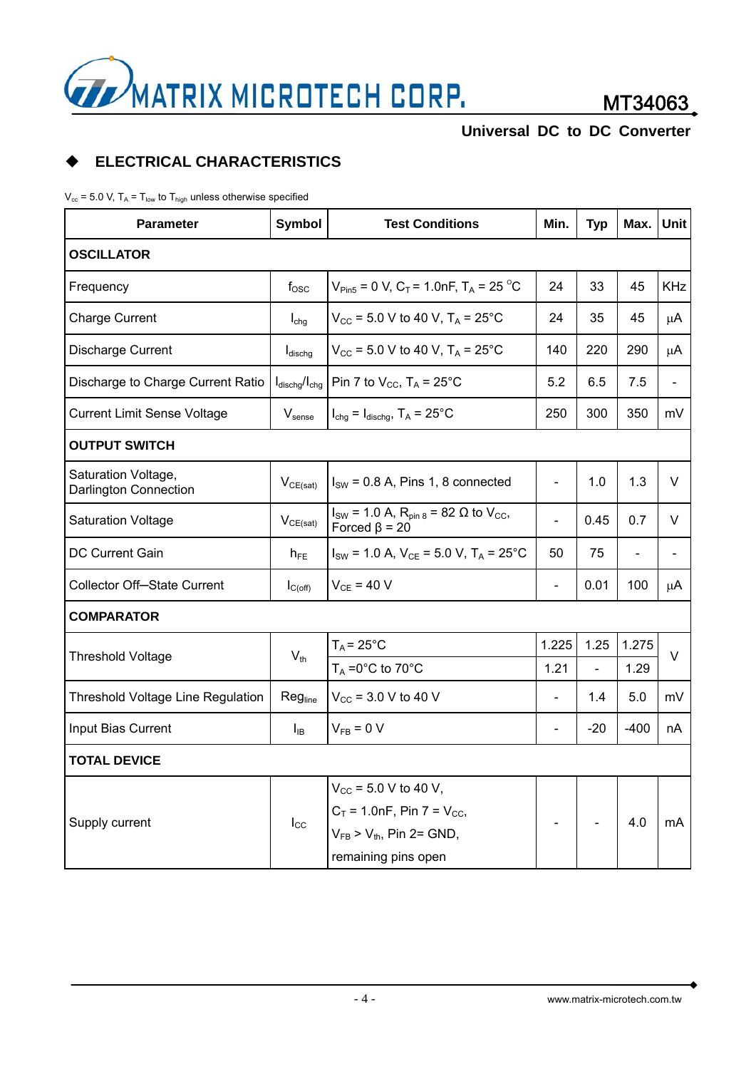## ◆ ELECTRICAL CHARACTERISTICS

$V_{cc}$ = 5.0 V, $T_A$ = $T_{low}$ to $T_{high}$ unless otherwise specified

| Parameter | Symbol | Test Conditions | Min. | Typ | Max. | Unit |
|---|---|---|---|---|---|---|
| **OSCILLATOR** | | | | | | |
| Frequency | $f_{OSC}$ | $V_{Pin5}$ = 0 V, $C_T$ = 1.0nF, $T_A$ = 25 °C | 24 | 33 | 45 | KHz |
| Charge Current | $I_{chg}$ | $V_{CC}$ = 5.0 V to 40 V, $T_A$ = 25°C | 24 | 35 | 45 | µA |
| Discharge Current | $I_{dischg}$ | $V_{CC}$ = 5.0 V to 40 V, $T_A$ = 25°C | 140 | 220 | 290 | µA |
| Discharge to Charge Current Ratio | $I_{dischg}/I_{chg}$ | Pin 7 to $V_{CC}$, $T_A$ = 25°C | 5.2 | 6.5 | 7.5 | - |
| Current Limit Sense Voltage | $V_{sense}$ | $I_{chg}$ = $I_{dischg}$, $T_A$ = 25°C | 250 | 300 | 350 | mV |
| **OUTPUT SWITCH** | | | | | | |
| Saturation Voltage, Darlington Connection | $V_{CE(sat)}$ | $I_{SW}$ = 0.8 A, Pins 1, 8 connected | - | 1.0 | 1.3 | V |
| Saturation Voltage | $V_{CE(sat)}$ | $I_{SW}$ = 1.0 A, $R_{pin\ 8}$ = 82 Ω to $V_{CC}$, Forced β = 20 | - | 0.45 | 0.7 | V |
| DC Current Gain | $h_{FE}$ | $I_{SW}$ = 1.0 A, $V_{CE}$ = 5.0 V, $T_A$ = 25°C | 50 | 75 | - | - |
| Collector Off–State Current | $I_{C(off)}$ | $V_{CE}$ = 40 V | - | 0.01 | 100 | µA |
| **COMPARATOR** | | | | | | |
| Threshold Voltage | $V_{th}$ | $T_A$ = 25°C | 1.225 | 1.25 | 1.275 | V |
| | | $T_A$ =0°C to 70°C | 1.21 | - | 1.29 | V |
| Threshold Voltage Line Regulation | $Reg_{line}$ | $V_{CC}$ = 3.0 V to 40 V | - | 1.4 | 5.0 | mV |
| Input Bias Current | $I_{IB}$ | $V_{FB}$ = 0 V | - | -20 | -400 | nA |
| **TOTAL DEVICE** | | | | | | |
| Supply current | $I_{CC}$ | $V_{CC}$ = 5.0 V to 40 V, $C_T$ = 1.0nF, Pin 7 = $V_{CC}$, $V_{FB}$ > $V_{th}$, Pin 2= GND, remaining pins open | - | - | 4.0 | mA |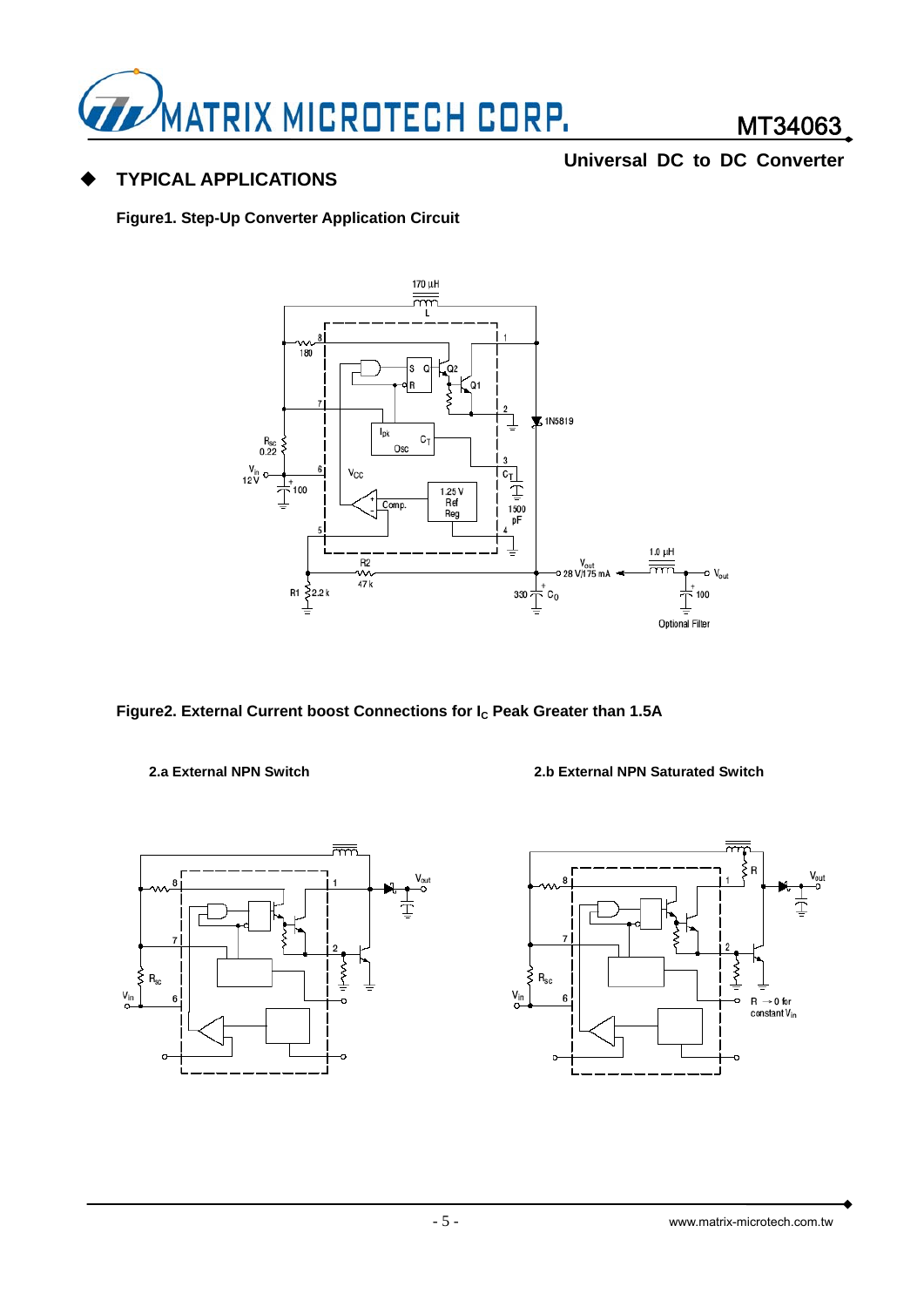## ◆ TYPICAL APPLICATIONS

**Figure1. Step-Up Converter Application Circuit**

**Figure2. External Current boost Connections for $I_C$ Peak Greater than 1.5A**

**2.a External NPN Switch**

**2.b External NPN Saturated Switch**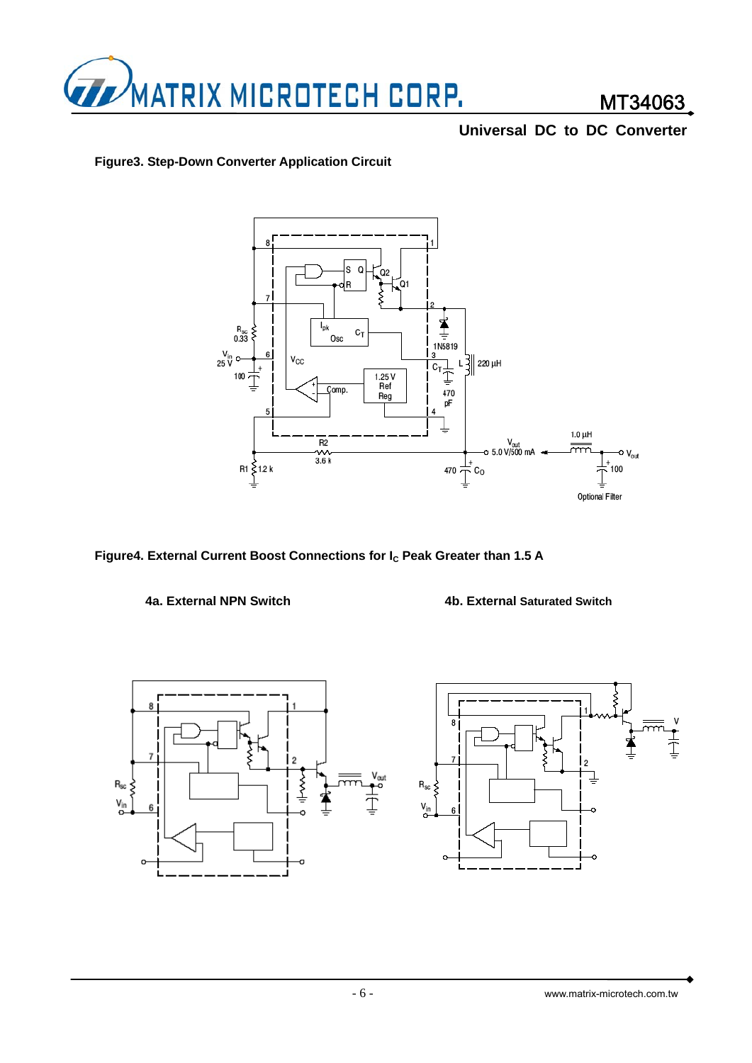**Figure3. Step-Down Converter Application Circuit**

**Figure4. External Current Boost Connections for $I_C$ Peak Greater than 1.5 A**

**4a. External NPN Switch**

**4b. External Saturated Switch**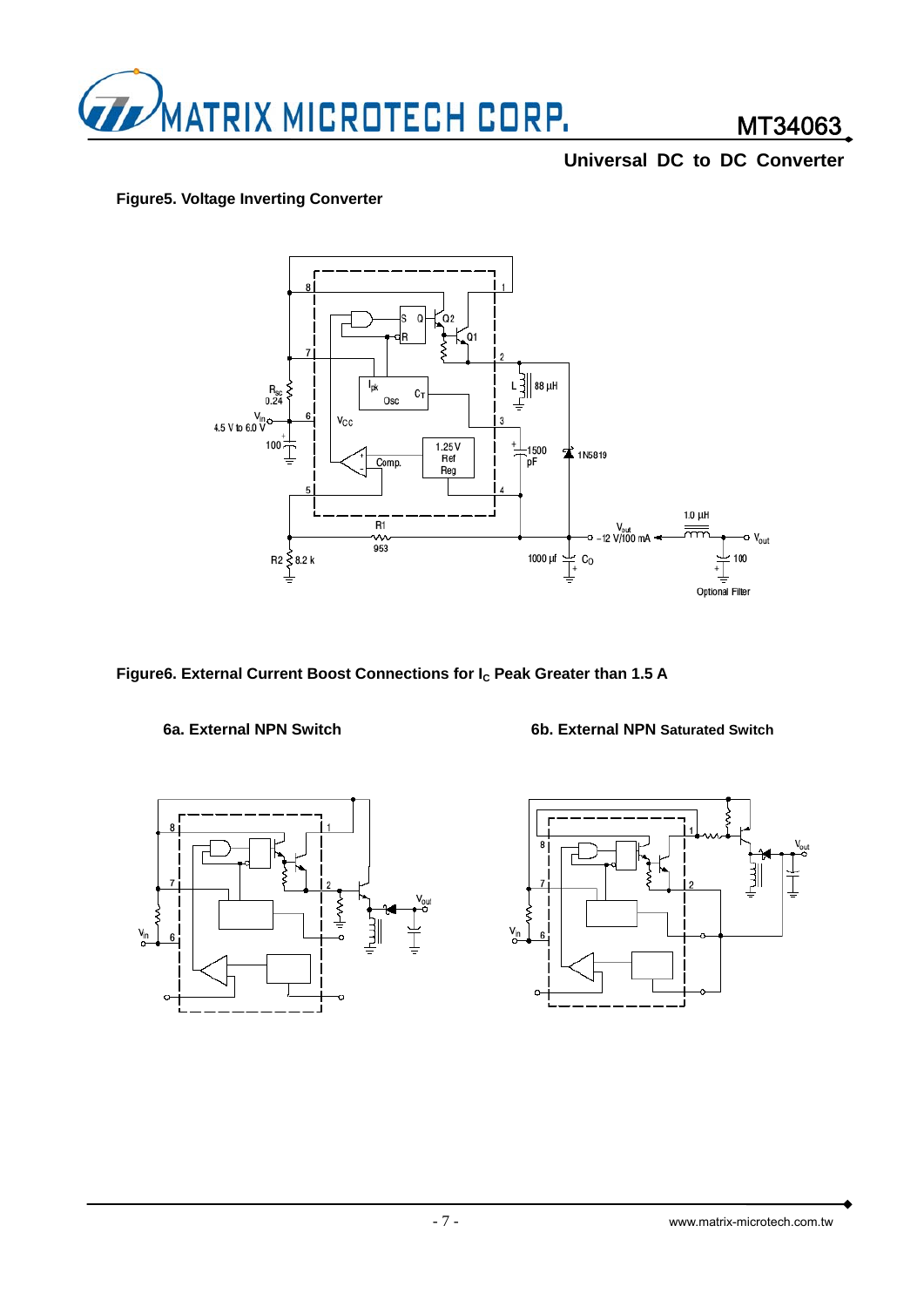**Figure5. Voltage Inverting Converter**

**Figure6. External Current Boost Connections for $I_C$ Peak Greater than 1.5 A**

**6a. External NPN Switch**

**6b. External NPN Saturated Switch**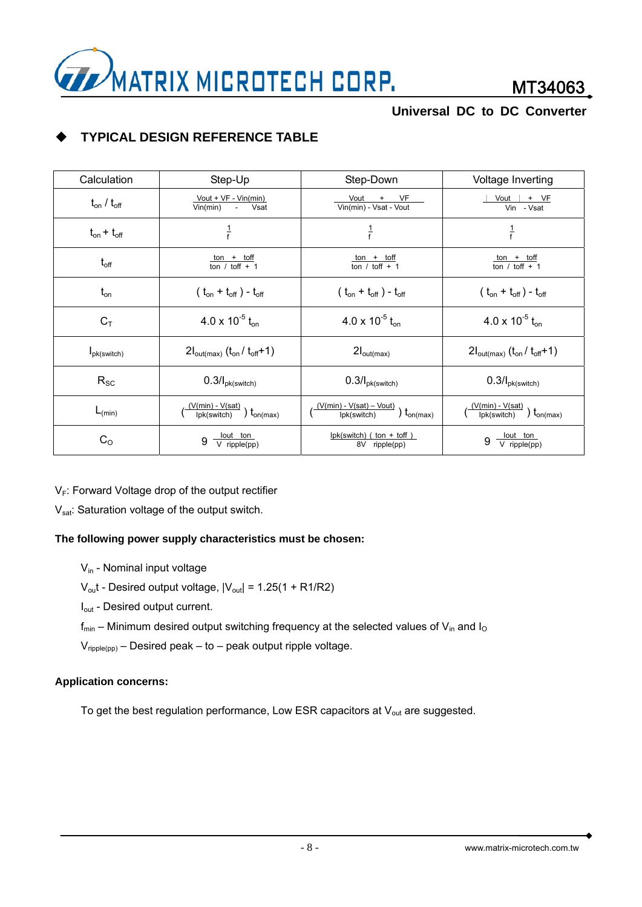## TYPICAL DESIGN REFERENCE TABLE

| Calculation | Step-Up | Step-Down | Voltage Inverting |
|---|---|---|---|
| $t_{on} / t_{off}$ | $\frac{V_{out} + V_F - V_{in(min)}}{V_{in(min)} - V_{sat}}$ | $\frac{V_{out} + V_F}{V_{in(min)} - V_{sat} - V_{out}}$ | $\frac{\lvert V_{out} \rvert + V_F}{V_{in} - V_{sat}}$ |
| $t_{on} + t_{off}$ | $\frac{1}{f}$ | $\frac{1}{f}$ | $\frac{1}{f}$ |
| $t_{off}$ | $\frac{t_{on} + t_{off}}{t_{on} / t_{off} + 1}$ | $\frac{t_{on} + t_{off}}{t_{on} / t_{off} + 1}$ | $\frac{t_{on} + t_{off}}{t_{on} / t_{off} + 1}$ |
| $t_{on}$ | $(t_{on} + t_{off}) - t_{off}$ | $(t_{on} + t_{off}) - t_{off}$ | $(t_{on} + t_{off}) - t_{off}$ |
| $C_T$ | $4.0 \times 10^{-5}\, t_{on}$ | $4.0 \times 10^{-5}\, t_{on}$ | $4.0 \times 10^{-5}\, t_{on}$ |
| $I_{pk(switch)}$ | $2I_{out(max)}\, (t_{on} / t_{off} + 1)$ | $2I_{out(max)}$ | $2I_{out(max)}\, (t_{on} / t_{off} + 1)$ |
| $R_{SC}$ | $0.3/I_{pk(switch)}$ | $0.3/I_{pk(switch)}$ | $0.3/I_{pk(switch)}$ |
| $L_{(min)}$ | $\left(\frac{V_{(min)} - V_{(sat)}}{I_{pk(switch)}}\right) t_{on(max)}$ | $\left(\frac{V_{(min)} - V_{(sat)} - V_{out}}{I_{pk(switch)}}\right) t_{on(max)}$ | $\left(\frac{V_{(min)} - V_{(sat)}}{I_{pk(switch)}}\right) t_{on(max)}$ |
| $C_O$ | $9\, \frac{I_{out}\, t_{on}}{V_{ripple(pp)}}$ | $\frac{I_{pk(switch)}\, (t_{on} + t_{off})}{8 V_{ripple(pp)}}$ | $9\, \frac{I_{out}\, t_{on}}{V_{ripple(pp)}}$ |

$V_F$: Forward Voltage drop of the output rectifier

$V_{sat}$: Saturation voltage of the output switch.

**The following power supply characteristics must be chosen:**

$V_{in}$ - Nominal input voltage

$V_{out}$ - Desired output voltage, $|V_{out}| = 1.25(1 + R1/R2)$

$I_{out}$ - Desired output current.

$f_{min}$ – Minimum desired output switching frequency at the selected values of $V_{in}$ and $I_O$

$V_{ripple(pp)}$ – Desired peak – to – peak output ripple voltage.

**Application concerns:**

To get the best regulation performance, Low ESR capacitors at $V_{out}$ are suggested.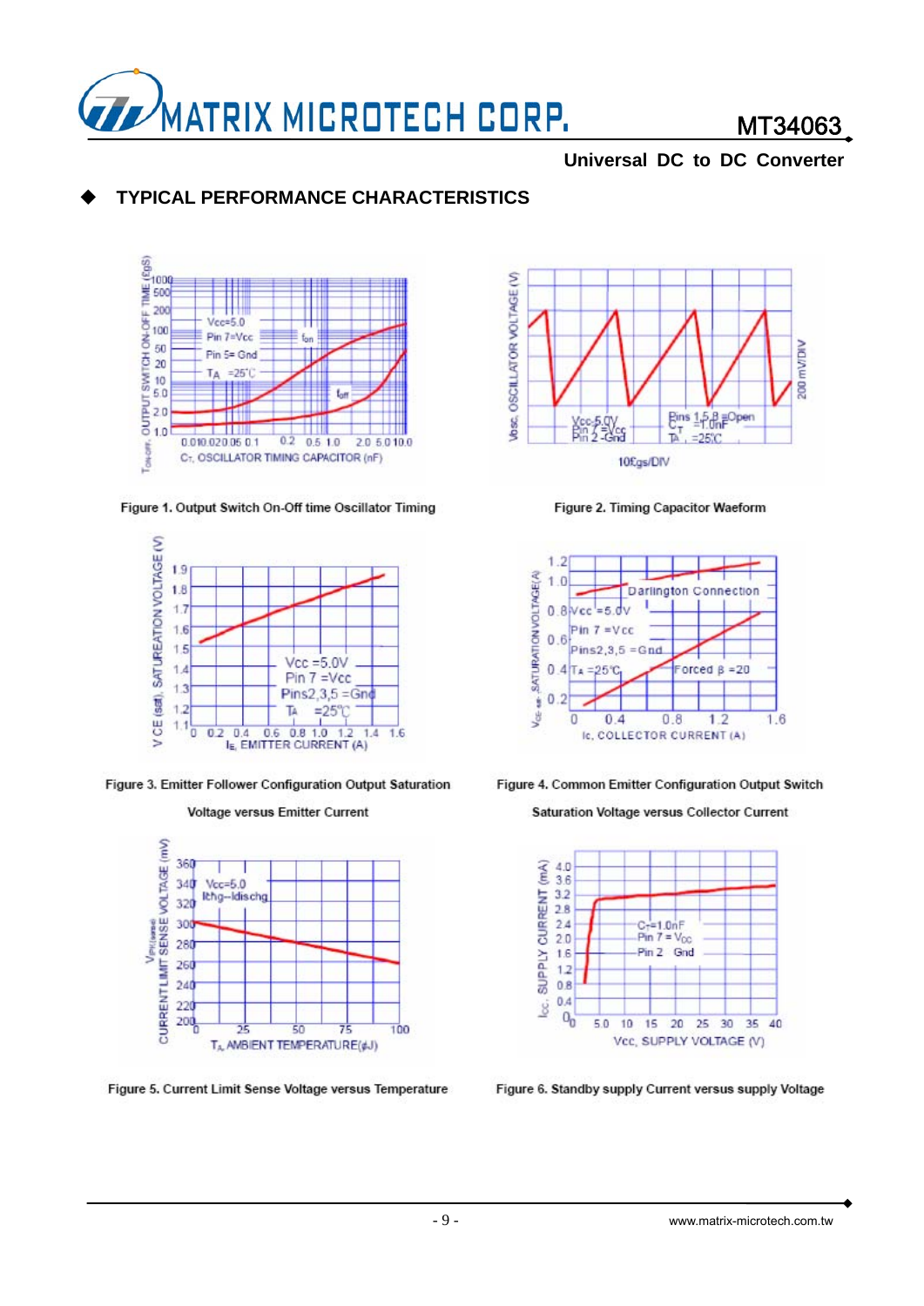## ◆ TYPICAL PERFORMANCE CHARACTERISTICS

Figure 1. Output Switch On-Off time Oscillator Timing

Figure 2. Timing Capacitor Waeform

Figure 3. Emitter Follower Configuration Output Saturation Voltage versus Emitter Current

Figure 4. Common Emitter Configuration Output Switch Saturation Voltage versus Collector Current

Figure 5. Current Limit Sense Voltage versus Temperature

Figure 6. Standby supply Current versus supply Voltage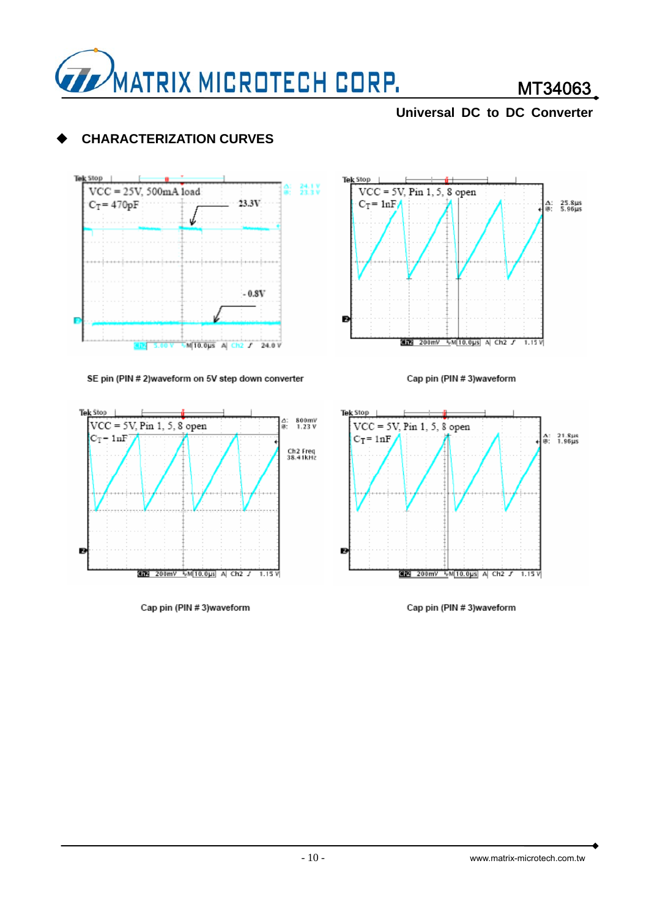## CHARACTERIZATION CURVES

SE pin (PIN # 2)waveform on 5V step down converter

Cap pin (PIN # 3)waveform

Cap pin (PIN # 3)waveform

Cap pin (PIN # 3)waveform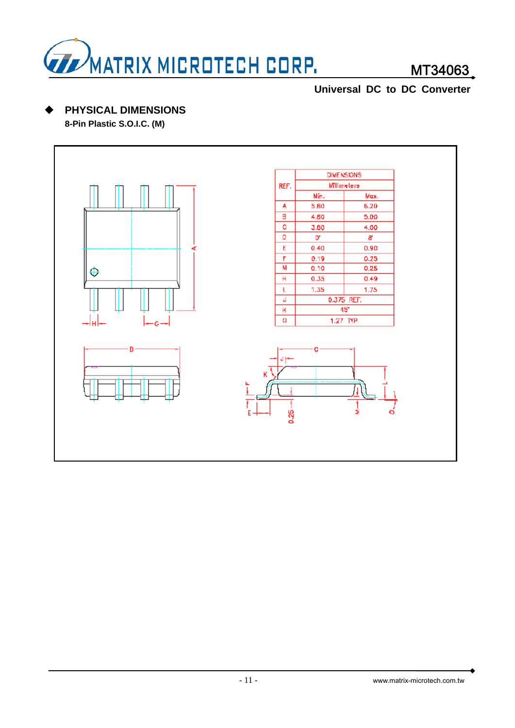## PHYSICAL DIMENSIONS

**8-Pin Plastic S.O.I.C. (M)**

| REF. | DIMENSIONS | |
|---|---|---|
| | Millimeters | |
| | Min. | Max. |
| A | 5.80 | 6.20 |
| B | 4.80 | 5.00 |
| C | 3.80 | 4.00 |
| D | 0° | 8° |
| E | 0.40 | 0.90 |
| F | 0.19 | 0.25 |
| M | 0.10 | 0.25 |
| H | 0.35 | 0.49 |
| L | 1.35 | 1.75 |
| J | 0.375 REF. | |
| K | 45° | |
| G | 1.27 TYP. | |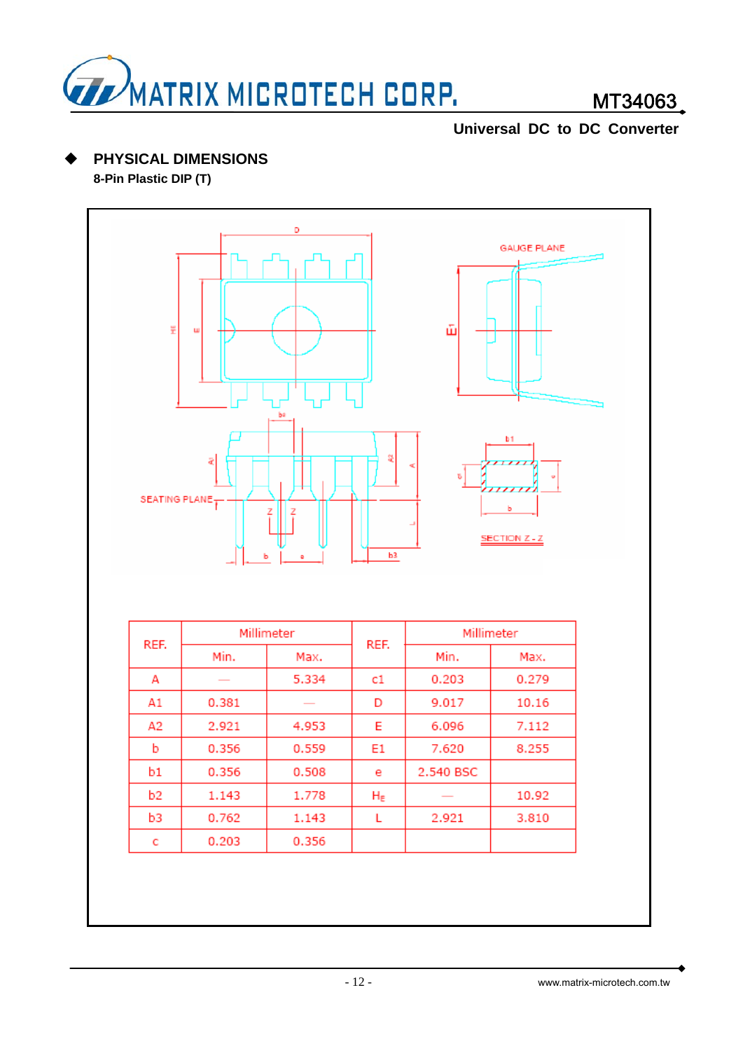## PHYSICAL DIMENSIONS

**8-Pin Plastic DIP (T)**

D

GAUGE PLANE

HE

E

E1

b2

A1

A2

A

SEATING PLANE

Z Z

L

b e

b3

b1

c1

c

b

SECTION Z - Z

| REF. | Millimeter | | REF. | Millimeter | |
|---|---|---|---|---|---|
| | Min. | Max. | | Min. | Max. |
| A | — | 5.334 | c1 | 0.203 | 0.279 |
| A1 | 0.381 | — | D | 9.017 | 10.16 |
| A2 | 2.921 | 4.953 | E | 6.096 | 7.112 |
| b | 0.356 | 0.559 | E1 | 7.620 | 8.255 |
| b1 | 0.356 | 0.508 | e | 2.540 BSC | |
| b2 | 1.143 | 1.778 | $H_E$ | — | 10.92 |
| b3 | 0.762 | 1.143 | L | 2.921 | 3.810 |
| c | 0.203 | 0.356 | | | |